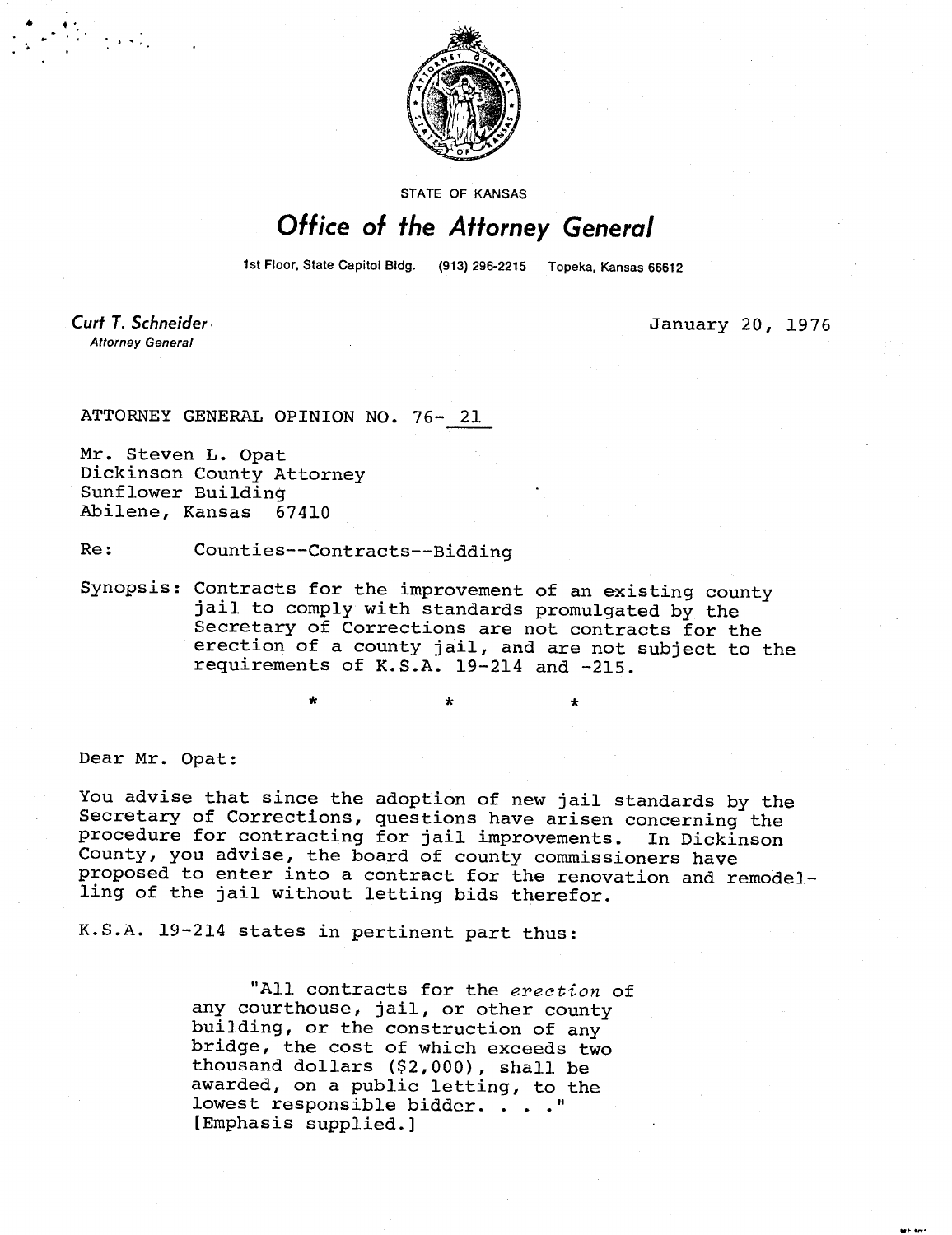STATE OF KANSAS

# Office of the Attorney General

1st Floor, State Capitol Bldg. (913) 296-2215 Topeka, Kansas 66612

*Curt T. Schneider*
Attorney General

January 20, 1976

ATTORNEY GENERAL OPINION NO. 76- 21

Mr. Steven L. Opat
Dickinson County Attorney
Sunflower Building
Abilene, Kansas 67410

Re: Counties--Contracts--Bidding

Synopsis: Contracts for the improvement of an existing county jail to comply with standards promulgated by the Secretary of Corrections are not contracts for the erection of a county jail, and are not subject to the requirements of K.S.A. 19-214 and -215.

\* \* \*

Dear Mr. Opat:

You advise that since the adoption of new jail standards by the Secretary of Corrections, questions have arisen concerning the procedure for contracting for jail improvements. In Dickinson County, you advise, the board of county commissioners have proposed to enter into a contract for the renovation and remodelling of the jail without letting bids therefor.

K.S.A. 19-214 states in pertinent part thus:

> "All contracts for the *erection* of any courthouse, jail, or other county building, or the construction of any bridge, the cost of which exceeds two thousand dollars ($2,000), shall be awarded, on a public letting, to the lowest responsible bidder. . . ." [Emphasis supplied.]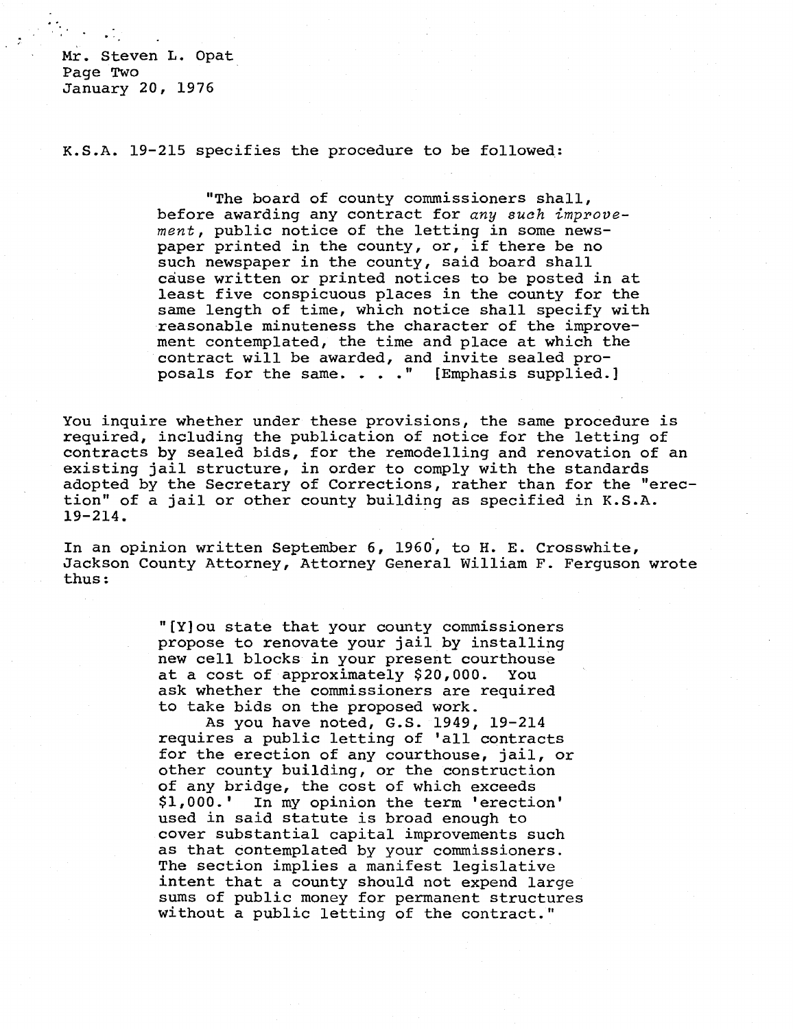K.S.A. 19-215 specifies the procedure to be followed:

> "The board of county commissioners shall, before awarding any contract for *any such improvement*, public notice of the letting in some newspaper printed in the county, or, if there be no such newspaper in the county, said board shall cause written or printed notices to be posted in at least five conspicuous places in the county for the same length of time, which notice shall specify with reasonable minuteness the character of the improvement contemplated, the time and place at which the contract will be awarded, and invite sealed proposals for the same. . . ." [Emphasis supplied.]

You inquire whether under these provisions, the same procedure is required, including the publication of notice for the letting of contracts by sealed bids, for the remodelling and renovation of an existing jail structure, in order to comply with the standards adopted by the Secretary of Corrections, rather than for the "erection" of a jail or other county building as specified in K.S.A. 19-214.

In an opinion written September 6, 1960, to H. E. Crosswhite, Jackson County Attorney, Attorney General William F. Ferguson wrote thus:

> "[Y]ou state that your county commissioners propose to renovate your jail by installing new cell blocks in your present courthouse at a cost of approximately $20,000. You ask whether the commissioners are required to take bids on the proposed work.
>
> As you have noted, G.S. 1949, 19-214 requires a public letting of 'all contracts for the erection of any courthouse, jail, or other county building, or the construction of any bridge, the cost of which exceeds $1,000.' In my opinion the term 'erection' used in said statute is broad enough to cover substantial capital improvements such as that contemplated by your commissioners. The section implies a manifest legislative intent that a county should not expend large sums of public money for permanent structures without a public letting of the contract."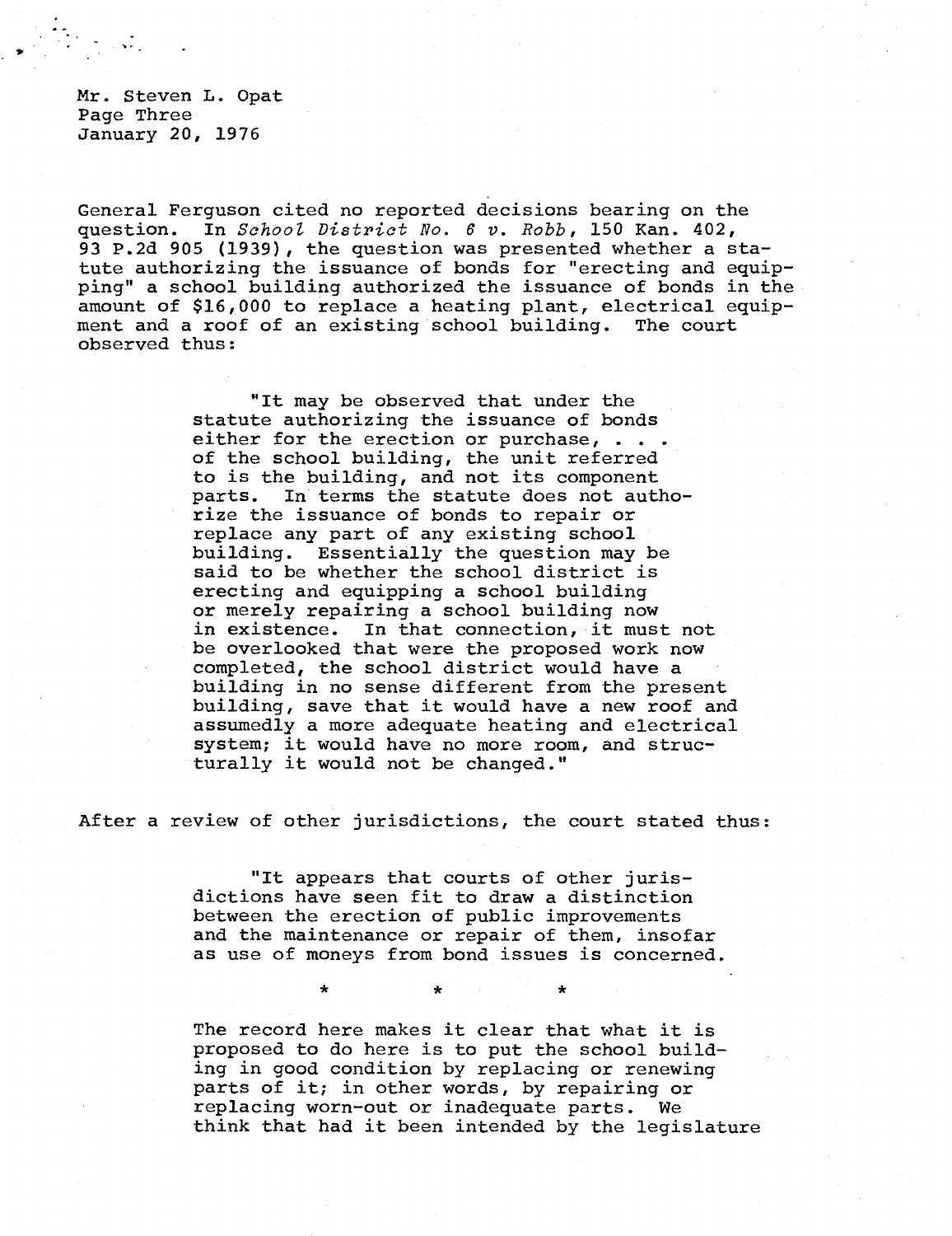General Ferguson cited no reported decisions bearing on the question. In *School District No. 6 v. Robb*, 150 Kan. 402, 93 P.2d 905 (1939), the question was presented whether a statute authorizing the issuance of bonds for "erecting and equipping" a school building authorized the issuance of bonds in the amount of $16,000 to replace a heating plant, electrical equipment and a roof of an existing school building. The court observed thus:

> "It may be observed that under the statute authorizing the issuance of bonds either for the erection or purchase, . . . of the school building, the unit referred to is the building, and not its component parts. In terms the statute does not authorize the issuance of bonds to repair or replace any part of any existing school building. Essentially the question may be said to be whether the school district is erecting and equipping a school building or merely repairing a school building now in existence. In that connection, it must not be overlooked that were the proposed work now completed, the school district would have a building in no sense different from the present building, save that it would have a new roof and assumedly a more adequate heating and electrical system; it would have no more room, and structurally it would not be changed."

After a review of other jurisdictions, the court stated thus:

> "It appears that courts of other jurisdictions have seen fit to draw a distinction between the erection of public improvements and the maintenance or repair of them, insofar as use of moneys from bond issues is concerned.
>
> \* \* \*
>
> The record here makes it clear that what it is proposed to do here is to put the school building in good condition by replacing or renewing parts of it; in other words, by repairing or replacing worn-out or inadequate parts. We think that had it been intended by the legislature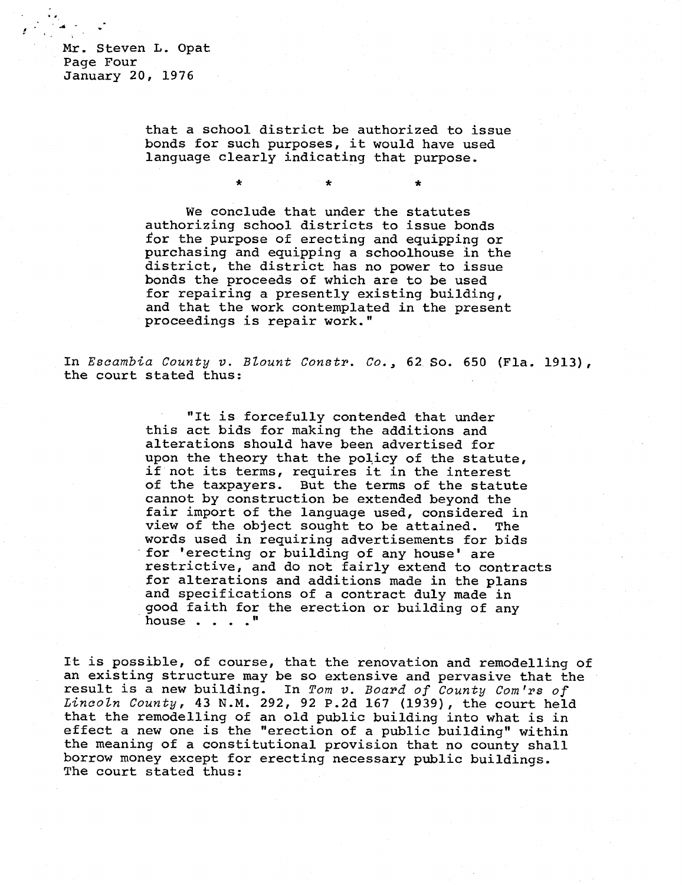that a school district be authorized to issue bonds for such purposes, it would have used language clearly indicating that purpose.

\*　　　　\*　　　　\*

We conclude that under the statutes authorizing school districts to issue bonds for the purpose of erecting and equipping or purchasing and equipping a schoolhouse in the district, the district has no power to issue bonds the proceeds of which are to be used for repairing a presently existing building, and that the work contemplated in the present proceedings is repair work."

In *Escambia County v. Blount Constr. Co.*, 62 So. 650 (Fla. 1913), the court stated thus:

> "It is forcefully contended that under this act bids for making the additions and alterations should have been advertised for upon the theory that the policy of the statute, if not its terms, requires it in the interest of the taxpayers. But the terms of the statute cannot by construction be extended beyond the fair import of the language used, considered in view of the object sought to be attained. The words used in requiring advertisements for bids for 'erecting or building of any house' are restrictive, and do not fairly extend to contracts for alterations and additions made in the plans and specifications of a contract duly made in good faith for the erection or building of any house . . . ."

It is possible, of course, that the renovation and remodelling of an existing structure may be so extensive and pervasive that the result is a new building. In *Tom v. Board of County Com'rs of Lincoln County*, 43 N.M. 292, 92 P.2d 167 (1939), the court held that the remodelling of an old public building into what is in effect a new one is the "erection of a public building" within the meaning of a constitutional provision that no county shall borrow money except for erecting necessary public buildings. The court stated thus: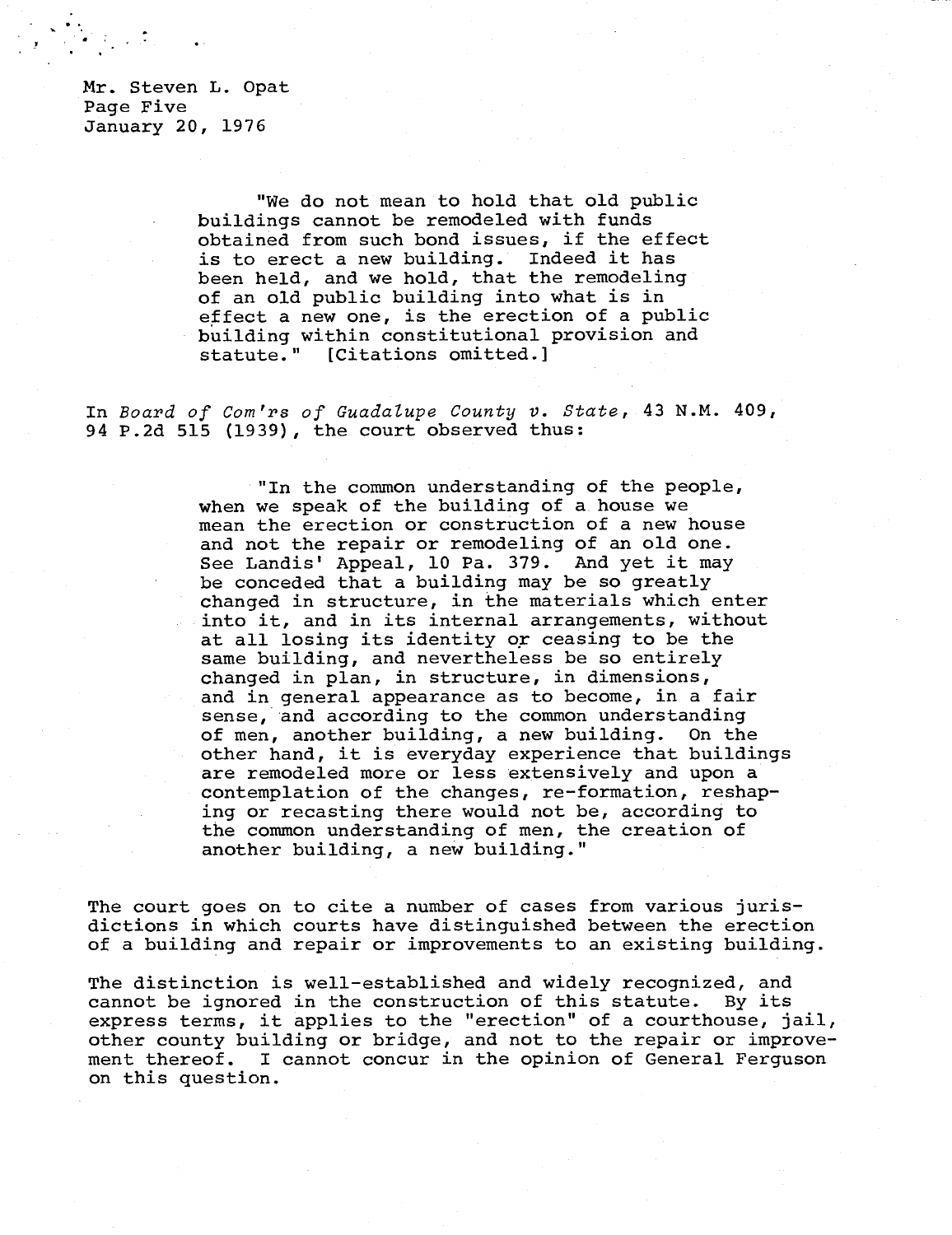Mr. Steven L. Opat
Page Five
January 20, 1976

> "We do not mean to hold that old public buildings cannot be remodeled with funds obtained from such bond issues, if the effect is to erect a new building. Indeed it has been held, and we hold, that the remodeling of an old public building into what is in effect a new one, is the erection of a public building within constitutional provision and statute." [Citations omitted.]

In *Board of Com'rs of Guadalupe County v. State*, 43 N.M. 409, 94 P.2d 515 (1939), the court observed thus:

> "In the common understanding of the people, when we speak of the building of a house we mean the erection or construction of a new house and not the repair or remodeling of an old one. See Landis' Appeal, 10 Pa. 379. And yet it may be conceded that a building may be so greatly changed in structure, in the materials which enter into it, and in its internal arrangements, without at all losing its identity or ceasing to be the same building, and nevertheless be so entirely changed in plan, in structure, in dimensions, and in general appearance as to become, in a fair sense, and according to the common understanding of men, another building, a new building. On the other hand, it is everyday experience that buildings are remodeled more or less extensively and upon a contemplation of the changes, re-formation, reshaping or recasting there would not be, according to the common understanding of men, the creation of another building, a new building."

The court goes on to cite a number of cases from various jurisdictions in which courts have distinguished between the erection of a building and repair or improvements to an existing building.

The distinction is well-established and widely recognized, and cannot be ignored in the construction of this statute. By its express terms, it applies to the "erection" of a courthouse, jail, other county building or bridge, and not to the repair or improvement thereof. I cannot concur in the opinion of General Ferguson on this question.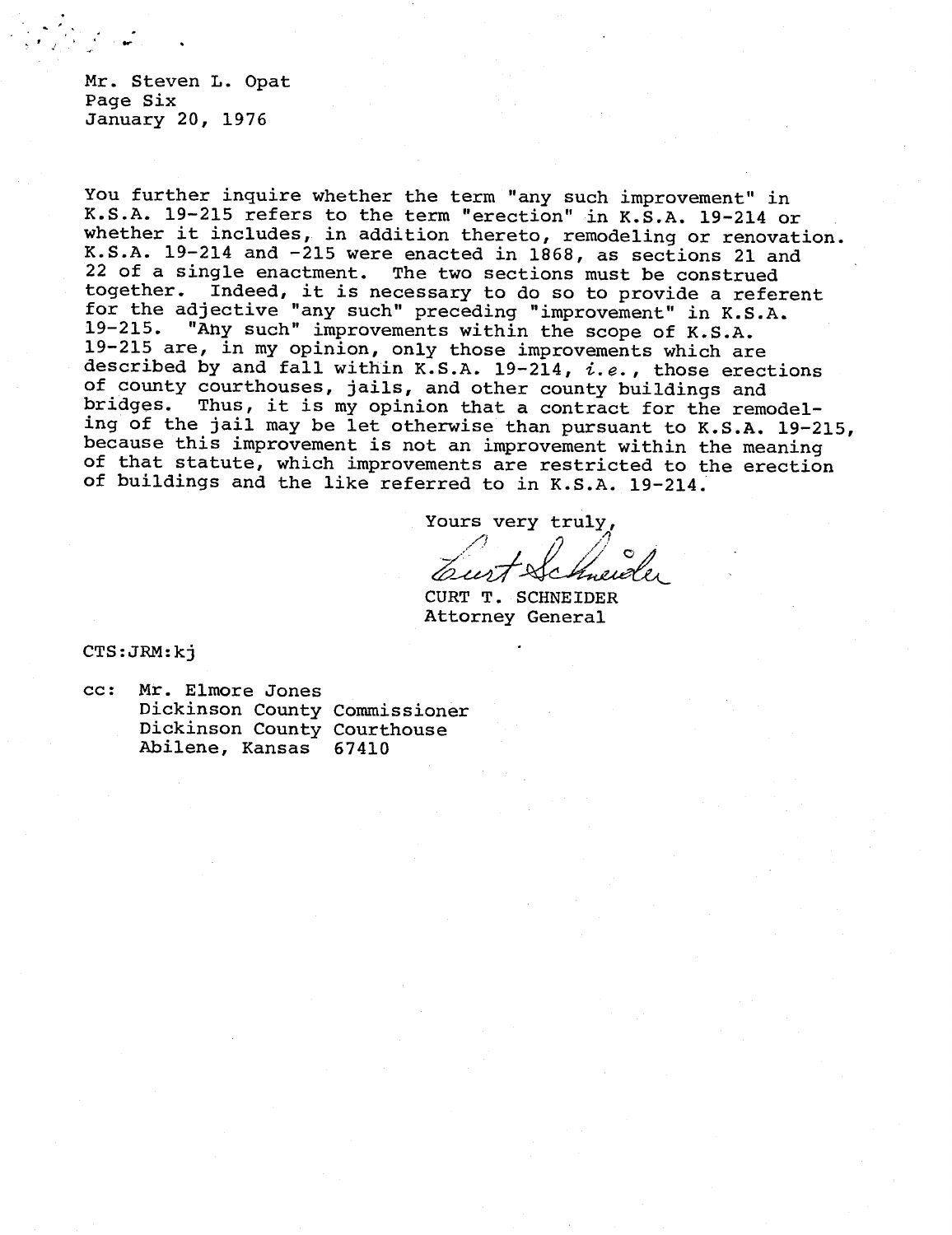Mr. Steven L. Opat
Page Six
January 20, 1976

You further inquire whether the term "any such improvement" in K.S.A. 19-215 refers to the term "erection" in K.S.A. 19-214 or whether it includes, in addition thereto, remodeling or renovation. K.S.A. 19-214 and -215 were enacted in 1868, as sections 21 and 22 of a single enactment. The two sections must be construed together. Indeed, it is necessary to do so to provide a referent for the adjective "any such" preceding "improvement" in K.S.A. 19-215. "Any such" improvements within the scope of K.S.A. 19-215 are, in my opinion, only those improvements which are described by and fall within K.S.A. 19-214, *i.e.*, those erections of county courthouses, jails, and other county buildings and bridges. Thus, it is my opinion that a contract for the remodeling of the jail may be let otherwise than pursuant to K.S.A. 19-215, because this improvement is not an improvement within the meaning of that statute, which improvements are restricted to the erection of buildings and the like referred to in K.S.A. 19-214.

Yours very truly,

CURT T. SCHNEIDER
Attorney General

CTS:JRM:kj

cc: Mr. Elmore Jones
Dickinson County Commissioner
Dickinson County Courthouse
Abilene, Kansas 67410